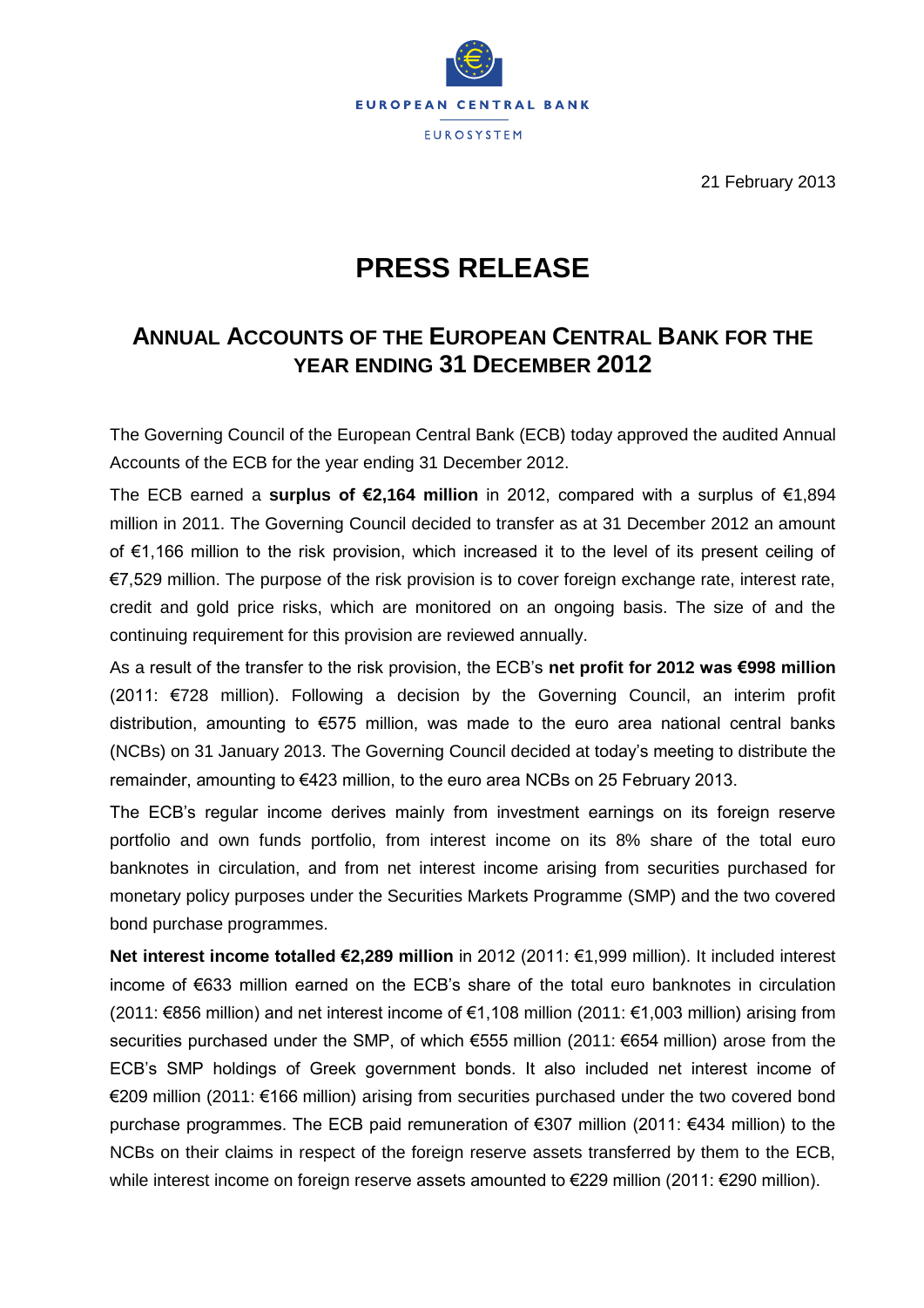EUROPEAN CENTRAL BANK

EUROSYSTEM

21 February 2013

# PRESS RELEASE

## ANNUAL ACCOUNTS OF THE EUROPEAN CENTRAL BANK FOR THE YEAR ENDING 31 DECEMBER 2012

The Governing Council of the European Central Bank (ECB) today approved the audited Annual Accounts of the ECB for the year ending 31 December 2012.

The ECB earned a **surplus of €2,164 million** in 2012, compared with a surplus of €1,894 million in 2011. The Governing Council decided to transfer as at 31 December 2012 an amount of €1,166 million to the risk provision, which increased it to the level of its present ceiling of €7,529 million. The purpose of the risk provision is to cover foreign exchange rate, interest rate, credit and gold price risks, which are monitored on an ongoing basis. The size of and the continuing requirement for this provision are reviewed annually.

As a result of the transfer to the risk provision, the ECB's **net profit for 2012 was €998 million** (2011: €728 million). Following a decision by the Governing Council, an interim profit distribution, amounting to €575 million, was made to the euro area national central banks (NCBs) on 31 January 2013. The Governing Council decided at today's meeting to distribute the remainder, amounting to €423 million, to the euro area NCBs on 25 February 2013.

The ECB's regular income derives mainly from investment earnings on its foreign reserve portfolio and own funds portfolio, from interest income on its 8% share of the total euro banknotes in circulation, and from net interest income arising from securities purchased for monetary policy purposes under the Securities Markets Programme (SMP) and the two covered bond purchase programmes.

**Net interest income totalled €2,289 million** in 2012 (2011: €1,999 million). It included interest income of €633 million earned on the ECB's share of the total euro banknotes in circulation (2011: €856 million) and net interest income of €1,108 million (2011: €1,003 million) arising from securities purchased under the SMP, of which €555 million (2011: €654 million) arose from the ECB's SMP holdings of Greek government bonds. It also included net interest income of €209 million (2011: €166 million) arising from securities purchased under the two covered bond purchase programmes. The ECB paid remuneration of €307 million (2011: €434 million) to the NCBs on their claims in respect of the foreign reserve assets transferred by them to the ECB, while interest income on foreign reserve assets amounted to €229 million (2011: €290 million).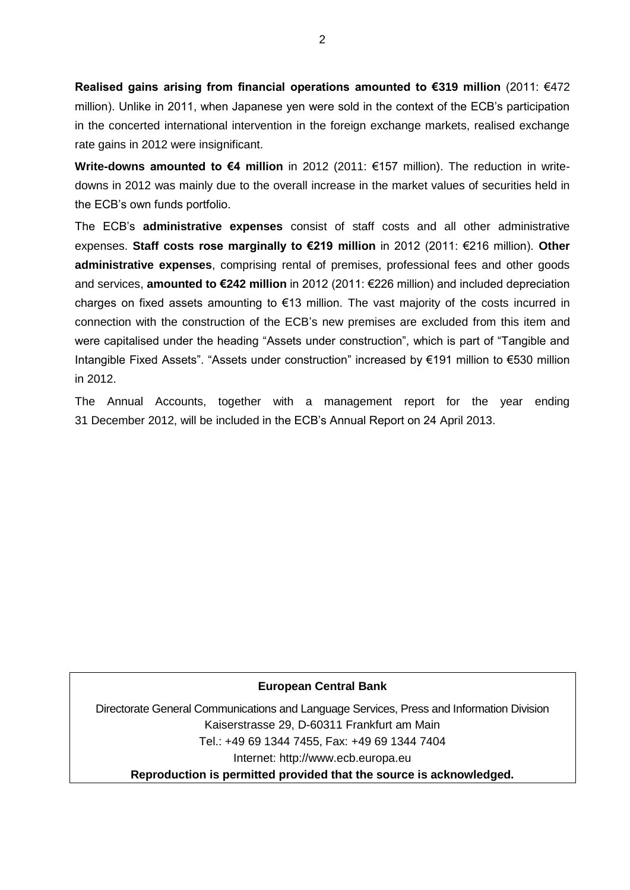**Realised gains arising from financial operations amounted to €319 million** (2011: €472 million). Unlike in 2011, when Japanese yen were sold in the context of the ECB's participation in the concerted international intervention in the foreign exchange markets, realised exchange rate gains in 2012 were insignificant.

**Write-downs amounted to €4 million** in 2012 (2011: €157 million). The reduction in write-downs in 2012 was mainly due to the overall increase in the market values of securities held in the ECB's own funds portfolio.

The ECB's **administrative expenses** consist of staff costs and all other administrative expenses. **Staff costs rose marginally to €219 million** in 2012 (2011: €216 million). **Other administrative expenses**, comprising rental of premises, professional fees and other goods and services, **amounted to €242 million** in 2012 (2011: €226 million) and included depreciation charges on fixed assets amounting to €13 million. The vast majority of the costs incurred in connection with the construction of the ECB's new premises are excluded from this item and were capitalised under the heading "Assets under construction", which is part of "Tangible and Intangible Fixed Assets". "Assets under construction" increased by €191 million to €530 million in 2012.

The Annual Accounts, together with a management report for the year ending 31 December 2012, will be included in the ECB's Annual Report on 24 April 2013.

**European Central Bank**

Directorate General Communications and Language Services, Press and Information Division
Kaiserstrasse 29, D-60311 Frankfurt am Main
Tel.: +49 69 1344 7455, Fax: +49 69 1344 7404
Internet: http://www.ecb.europa.eu

**Reproduction is permitted provided that the source is acknowledged.**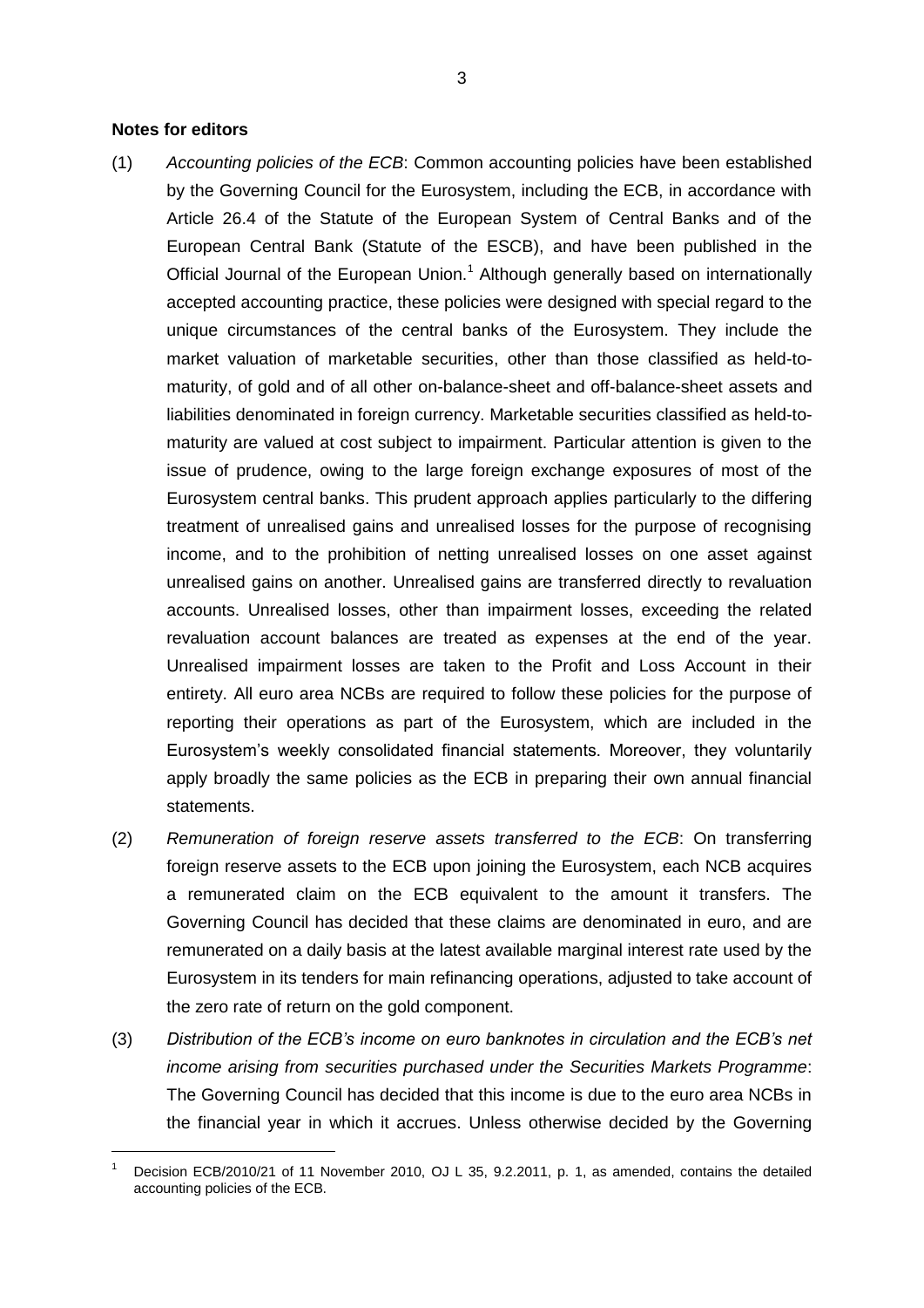**Notes for editors**

(1) *Accounting policies of the ECB*: Common accounting policies have been established by the Governing Council for the Eurosystem, including the ECB, in accordance with Article 26.4 of the Statute of the European System of Central Banks and of the European Central Bank (Statute of the ESCB), and have been published in the Official Journal of the European Union.[1] Although generally based on internationally accepted accounting practice, these policies were designed with special regard to the unique circumstances of the central banks of the Eurosystem. They include the market valuation of marketable securities, other than those classified as held-to-maturity, of gold and of all other on-balance-sheet and off-balance-sheet assets and liabilities denominated in foreign currency. Marketable securities classified as held-to-maturity are valued at cost subject to impairment. Particular attention is given to the issue of prudence, owing to the large foreign exchange exposures of most of the Eurosystem central banks. This prudent approach applies particularly to the differing treatment of unrealised gains and unrealised losses for the purpose of recognising income, and to the prohibition of netting unrealised losses on one asset against unrealised gains on another. Unrealised gains are transferred directly to revaluation accounts. Unrealised losses, other than impairment losses, exceeding the related revaluation account balances are treated as expenses at the end of the year. Unrealised impairment losses are taken to the Profit and Loss Account in their entirety. All euro area NCBs are required to follow these policies for the purpose of reporting their operations as part of the Eurosystem, which are included in the Eurosystem's weekly consolidated financial statements. Moreover, they voluntarily apply broadly the same policies as the ECB in preparing their own annual financial statements.

(2) *Remuneration of foreign reserve assets transferred to the ECB*: On transferring foreign reserve assets to the ECB upon joining the Eurosystem, each NCB acquires a remunerated claim on the ECB equivalent to the amount it transfers. The Governing Council has decided that these claims are denominated in euro, and are remunerated on a daily basis at the latest available marginal interest rate used by the Eurosystem in its tenders for main refinancing operations, adjusted to take account of the zero rate of return on the gold component.

(3) *Distribution of the ECB's income on euro banknotes in circulation and the ECB's net income arising from securities purchased under the Securities Markets Programme*: The Governing Council has decided that this income is due to the euro area NCBs in the financial year in which it accrues. Unless otherwise decided by the Governing

---

[1] Decision ECB/2010/21 of 11 November 2010, OJ L 35, 9.2.2011, p. 1, as amended, contains the detailed accounting policies of the ECB.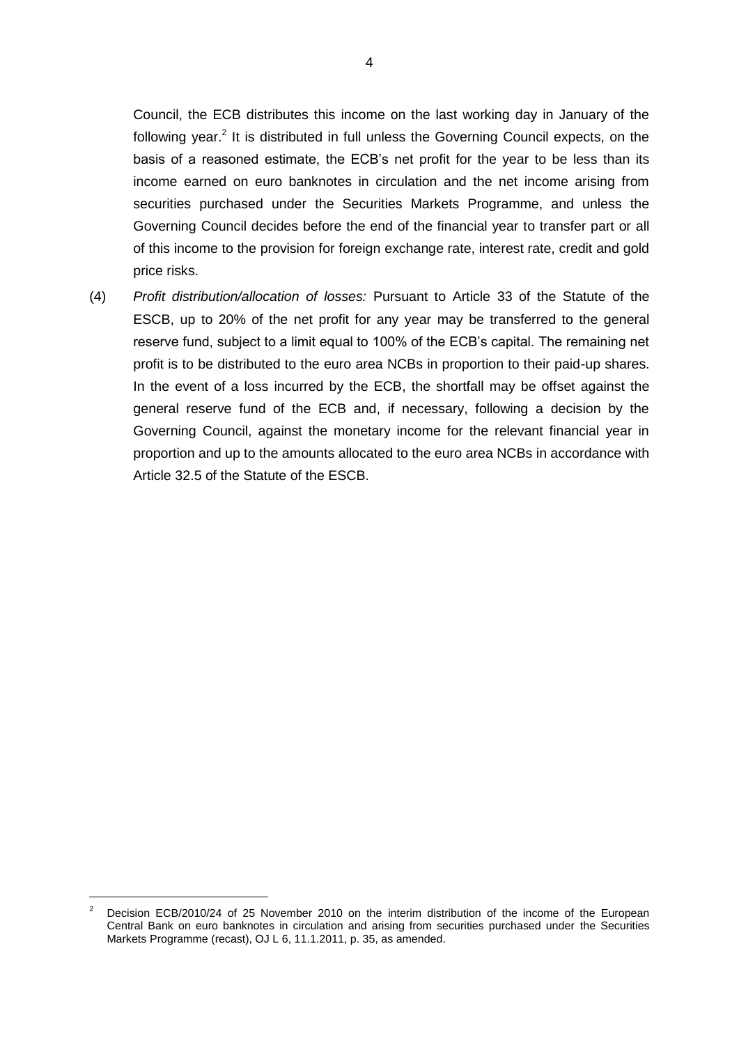Council, the ECB distributes this income on the last working day in January of the following year.[2] It is distributed in full unless the Governing Council expects, on the basis of a reasoned estimate, the ECB's net profit for the year to be less than its income earned on euro banknotes in circulation and the net income arising from securities purchased under the Securities Markets Programme, and unless the Governing Council decides before the end of the financial year to transfer part or all of this income to the provision for foreign exchange rate, interest rate, credit and gold price risks.

(4) *Profit distribution/allocation of losses:* Pursuant to Article 33 of the Statute of the ESCB, up to 20% of the net profit for any year may be transferred to the general reserve fund, subject to a limit equal to 100% of the ECB's capital. The remaining net profit is to be distributed to the euro area NCBs in proportion to their paid-up shares. In the event of a loss incurred by the ECB, the shortfall may be offset against the general reserve fund of the ECB and, if necessary, following a decision by the Governing Council, against the monetary income for the relevant financial year in proportion and up to the amounts allocated to the euro area NCBs in accordance with Article 32.5 of the Statute of the ESCB.

---

[2] Decision ECB/2010/24 of 25 November 2010 on the interim distribution of the income of the European Central Bank on euro banknotes in circulation and arising from securities purchased under the Securities Markets Programme (recast), OJ L 6, 11.1.2011, p. 35, as amended.